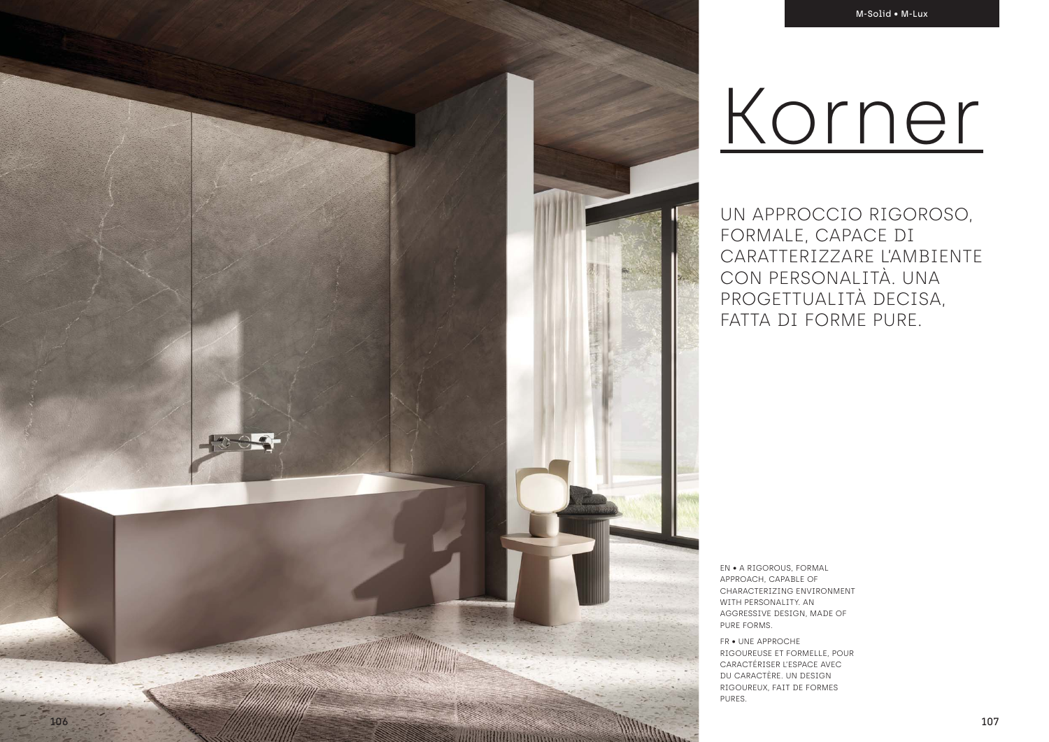# Korner

UN APPROCCIO RIGOROSO, FORMALE, CAPACE DI CARATTERIZZARE L'AMBIENTE CON PERSONALITÀ. UNA PROGETTUALITÀ DECISA, FATTA DI FORME PURE.

EN • A RIGOROUS, FORMAL APPROACH, CAPABLE OF CHARACTERIZING ENVIRONMENT WITH PERSONALITY. AN AGGRESSIVE DESIGN, MADE OF PURE FORMS.

FR • UNE APPROCHE RIGOUREUSE ET FORMELLE, POUR CARACTÉRISER L'ESPACE AVEC DU CARACTÈRE. UN DESIGN RIGOUREUX, FAIT DE FORMES PURES.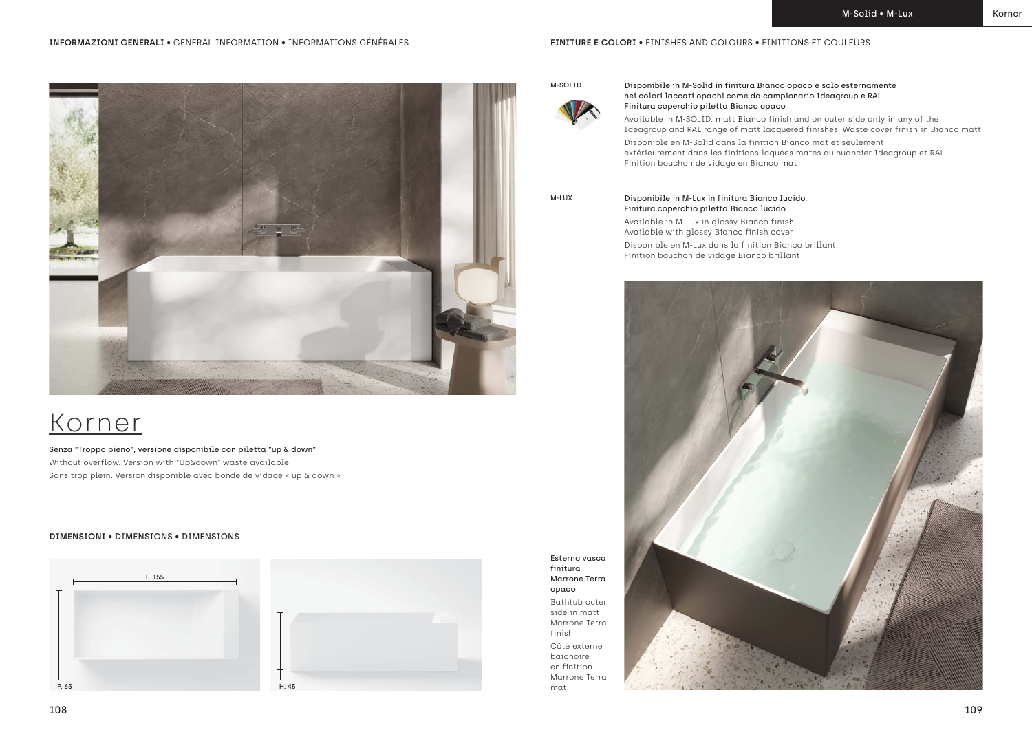**INFORMAZIONI GENERALI** • GENERAL INFORMATION • INFORMATIONS GÉNÉRALES

# Korner

Senza "Troppo pieno", versione disponibile con piletta "up & down"

Without overflow. Version with "Up&down" waste available

Sans trop plein. Version disponible avec bonde de vidage « up & down »

**DIMENSIONI** • DIMENSIONS • DIMENSIONS

L. 155

P. 65

H. 45

**FINITURE E COLORI** • FINISHES AND COLOURS • FINITIONS ET COULEURS

M-SOLID

Disponibile in M-Solid in finitura Bianco opaco e solo esternamente nei colori laccati opachi come da campionario Ideagroup e RAL. Finitura coperchio piletta Bianco opaco

Available in M-SOLID, matt Bianco finish and on outer side only in any of the Ideagroup and RAL range of matt lacquered finishes. Waste cover finish in Bianco matt

Disponible en M-Solid dans la finition Bianco mat et seulement extérieurement dans les finitions laquées mates du nuancier Ideagroup et RAL. Finition bouchon de vidage en Bianco mat

M-LUX

Disponibile in M-Lux in finitura Bianco lucido. Finitura coperchio piletta Bianco lucido

Available in M-Lux in glossy Bianco finish. Available with glossy Bianco finish cover

Disponible en M-Lux dans la finition Bianco brillant. Finition bouchon de vidage Bianco brillant

Esterno vasca finitura Marrone Terra opaco

Bathtub outer side in matt Marrone Terra finish

Côté externe baignoire en finition Marrone Terra mat